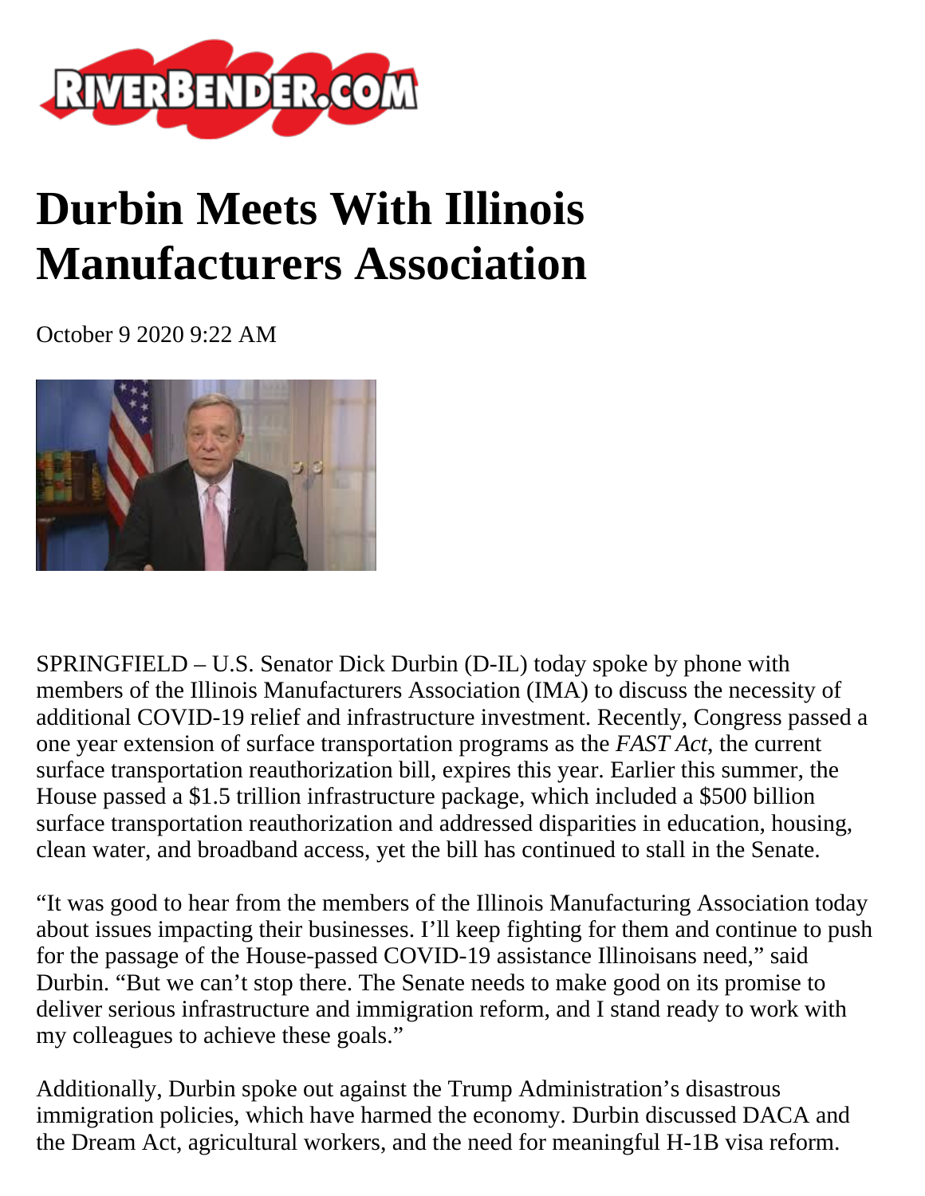# Durbin Meets With Illinois Manufacturers Association

October 9 2020 9:22 AM

SPRINGFIELD – U.S. Senator Dick Durbin (D-IL) today spoke by phone with members of the Illinois Manufacturers Association (IMA) to discuss the necessity of additional COVID-19 relief and infrastructure investment. Recently, Congress passed a one year extension of surface transportation programs as the *FAST Act*, the current surface transportation reauthorization bill, expires this year. Earlier this summer, the House passed a $1.5 trillion infrastructure package, which included a $500 billion surface transportation reauthorization and addressed disparities in education, housing, clean water, and broadband access, yet the bill has continued to stall in the Senate.

"It was good to hear from the members of the Illinois Manufacturing Association today about issues impacting their businesses. I'll keep fighting for them and continue to push for the passage of the House-passed COVID-19 assistance Illinoisans need," said Durbin. "But we can't stop there. The Senate needs to make good on its promise to deliver serious infrastructure and immigration reform, and I stand ready to work with my colleagues to achieve these goals."

Additionally, Durbin spoke out against the Trump Administration's disastrous immigration policies, which have harmed the economy. Durbin discussed DACA and the Dream Act, agricultural workers, and the need for meaningful H-1B visa reform.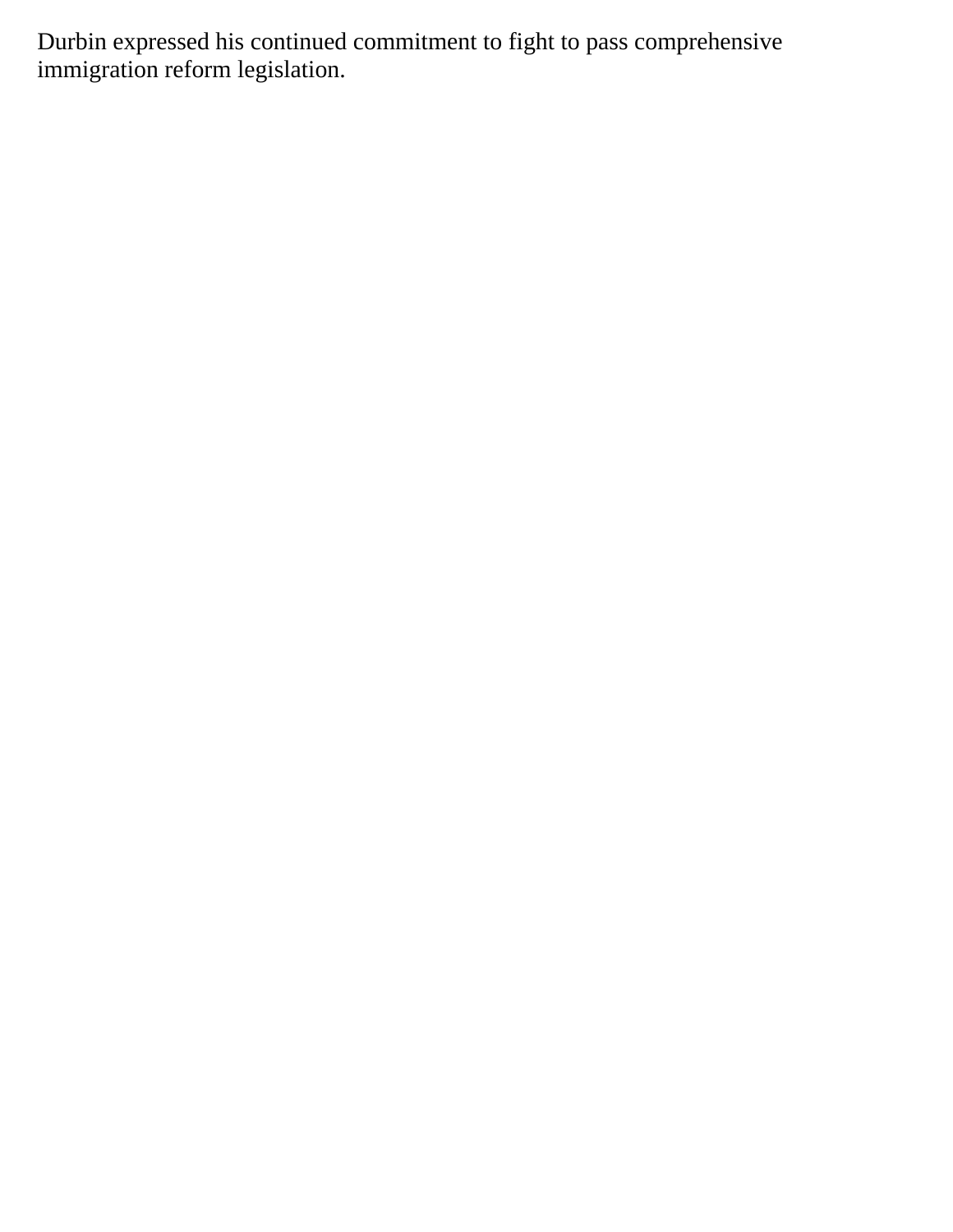Durbin expressed his continued commitment to fight to pass comprehensive immigration reform legislation.